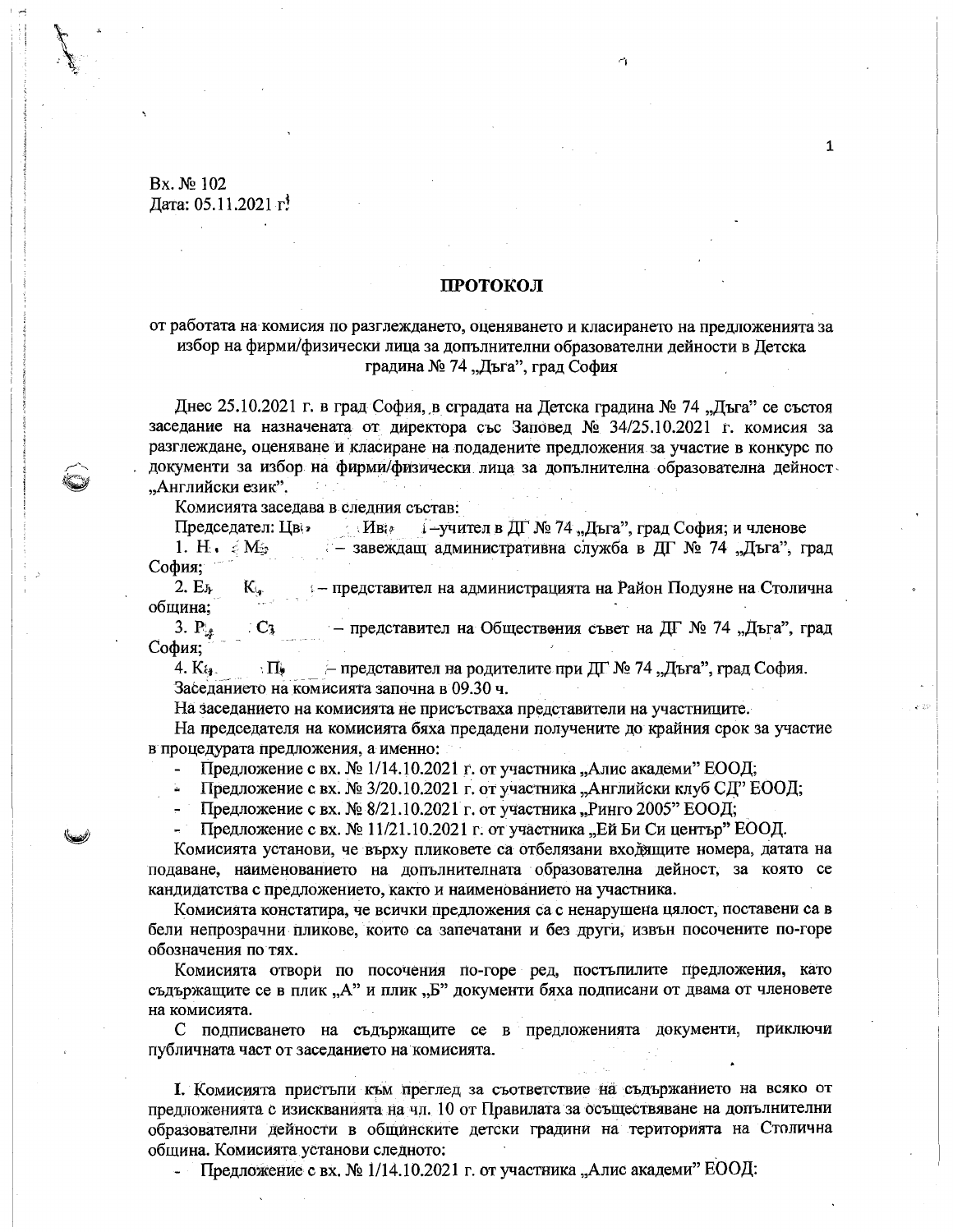Вх. № 102
Дата: 05.11.2021 г.

# ПРОТОКОЛ

от работата на комисия по разглеждането, оценяването и класирането на предложенията за избор на фирми/физически лица за допълнителни образователни дейности в Детска градина № 74 „Дъга", град София

Днес 25.10.2021 г. в град София, в сградата на Детска градина № 74 „Дъга" се състоя заседание на назначената от директора със Заповед № 34/25.10.2021 г. комисия за разглеждане, оценяване и класиране на подадените предложения за участие в конкурс по документи за избор на фирми/физически лица за допълнителна образователна дейност „Английски език".

Комисията заседава в следния състав:

Председател: Цв. Ив. –учител в ДГ № 74 „Дъга", град София; и членове

1. Н. М. – завеждащ административна служба в ДГ № 74 „Дъга", град София;
2. Е. К. – представител на администрацията на Район Подуяне на Столична община;
3. Р. С. – представител на Обществения съвет на ДГ № 74 „Дъга", град София;
4. К. П. – представител на родителите при ДГ № 74 „Дъга", град София.

Заседанието на комисията започна в 09.30 ч.

На заседанието на комисията не присъстваха представители на участниците.

На председателя на комисията бяха предадени получените до крайния срок за участие в процедурата предложения, а именно:

- Предложение с вх. № 1/14.10.2021 г. от участника „Алис академи" ЕООД;
- Предложение с вх. № 3/20.10.2021 г. от участника „Английски клуб СД" ЕООД;
- Предложение с вх. № 8/21.10.2021 г. от участника „Ринго 2005" ЕООД;
- Предложение с вх. № 11/21.10.2021 г. от участника „Ей Би Си център" ЕООД.

Комисията установи, че върху пликовете са отбелязани входящите номера, датата на подаване, наименованието на допълнителната образователна дейност, за която се кандидатства с предложението, както и наименованието на участника.

Комисията констатира, че всички предложения са с ненарушена цялост, поставени са в бели непрозрачни пликове, които са запечатани и без други, извън посочените по-горе обозначения по тях.

Комисията отвори по посочения по-горе ред, постъпилите предложения, като съдържащите се в плик „А" и плик „Б" документи бяха подписани от двама от членовете на комисията.

С подписването на съдържащите се в предложенията документи, приключи публичната част от заседанието на комисията.

**I.** Комисията пристъпи към преглед за съответствие на съдържанието на всяко от предложенията с изискванията на чл. 10 от Правилата за осъществяване на допълнителни образователни дейности в общинските детски градини на територията на Столична община. Комисията установи следното:

- Предложение с вх. № 1/14.10.2021 г. от участника „Алис академи" ЕООД: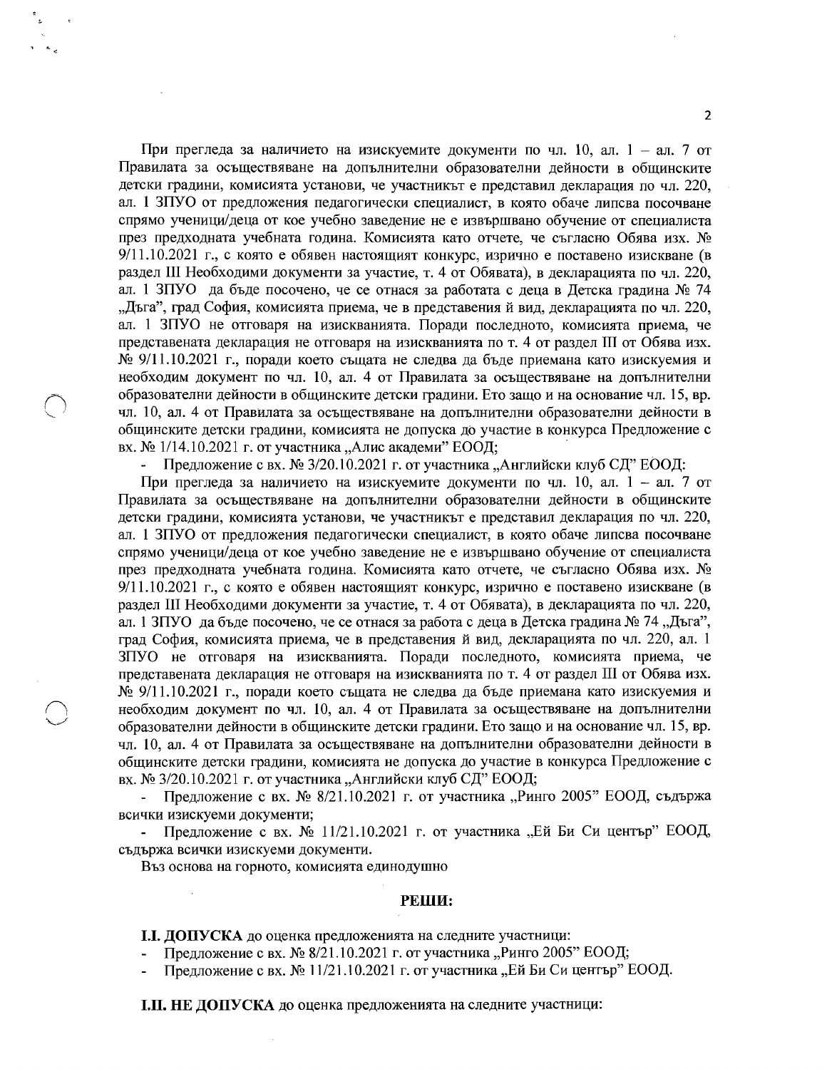При прегледа за наличието на изискуемите документи по чл. 10, ал. 1 – ал. 7 от Правилата за осъществяване на допълнителни образователни дейности в общинските детски градини, комисията установи, че участникът е представил декларация по чл. 220, ал. 1 ЗПУО от предложения педагогически специалист, в която обаче липсва посочване спрямо ученици/деца от кое учебно заведение не е извършвано обучение от специалиста през предходната учебната година. Комисията като отчете, че съгласно Обява изх. № 9/11.10.2021 г., с която е обявен настоящият конкурс, изрично е поставено изискване (в раздел III Необходими документи за участие, т. 4 от Обявата), в декларацията по чл. 220, ал. 1 ЗПУО да бъде посочено, че се отнася за работата с деца в Детска градина № 74 „Дъга", град София, комисията приема, че в представения ѝ вид, декларацията по чл. 220, ал. 1 ЗПУО не отговаря на изискванията. Поради последното, комисията приема, че представената декларация не отговаря на изискванията по т. 4 от раздел III от Обява изх. № 9/11.10.2021 г., поради което същата не следва да бъде приемана като изискуемия и необходим документ по чл. 10, ал. 4 от Правилата за осъществяване на допълнителни образователни дейности в общинските детски градини. Ето защо и на основание чл. 15, вр. чл. 10, ал. 4 от Правилата за осъществяване на допълнителни образователни дейности в общинските детски градини, комисията не допуска до участие в конкурса Предложение с вх. № 1/14.10.2021 г. от участника „Алис академи" ЕООД;

- Предложение с вх. № 3/20.10.2021 г. от участника „Английски клуб СД" ЕООД:

При прегледа за наличието на изискуемите документи по чл. 10, ал. 1 – ал. 7 от Правилата за осъществяване на допълнителни образователни дейности в общинските детски градини, комисията установи, че участникът е представил декларация по чл. 220, ал. 1 ЗПУО от предложения педагогически специалист, в която обаче липсва посочване спрямо ученици/деца от кое учебно заведение не е извършвано обучение от специалиста през предходната учебната година. Комисията като отчете, че съгласно Обява изх. № 9/11.10.2021 г., с която е обявен настоящият конкурс, изрично е поставено изискване (в раздел III Необходими документи за участие, т. 4 от Обявата), в декларацията по чл. 220, ал. 1 ЗПУО да бъде посочено, че се отнася за работа с деца в Детска градина № 74 „Дъга", град София, комисията приема, че в представения ѝ вид, декларацията по чл. 220, ал. 1 ЗПУО не отговаря на изискванията. Поради последното, комисията приема, че представената декларация не отговаря на изискванията по т. 4 от раздел III от Обява изх. № 9/11.10.2021 г., поради което същата не следва да бъде приемана като изискуемия и необходим документ по чл. 10, ал. 4 от Правилата за осъществяване на допълнителни образователни дейности в общинските детски градини. Ето защо и на основание чл. 15, вр. чл. 10, ал. 4 от Правилата за осъществяване на допълнителни образователни дейности в общинските детски градини, комисията не допуска до участие в конкурса Предложение с вх. № 3/20.10.2021 г. от участника „Английски клуб СД" ЕООД;

- Предложение с вх. № 8/21.10.2021 г. от участника „Ринго 2005" ЕООД, съдържа всички изискуеми документи;
- Предложение с вх. № 11/21.10.2021 г. от участника „Ей Би Си център" ЕООД, съдържа всички изискуеми документи.

Въз основа на горното, комисията единодушно

**РЕШИ:**

**I.I. ДОПУСКА** до оценка предложенията на следните участници:

- Предложение с вх. № 8/21.10.2021 г. от участника „Ринго 2005" ЕООД;
- Предложение с вх. № 11/21.10.2021 г. от участника „Ей Би Си център" ЕООД.

**I.II. НЕ ДОПУСКА** до оценка предложенията на следните участници: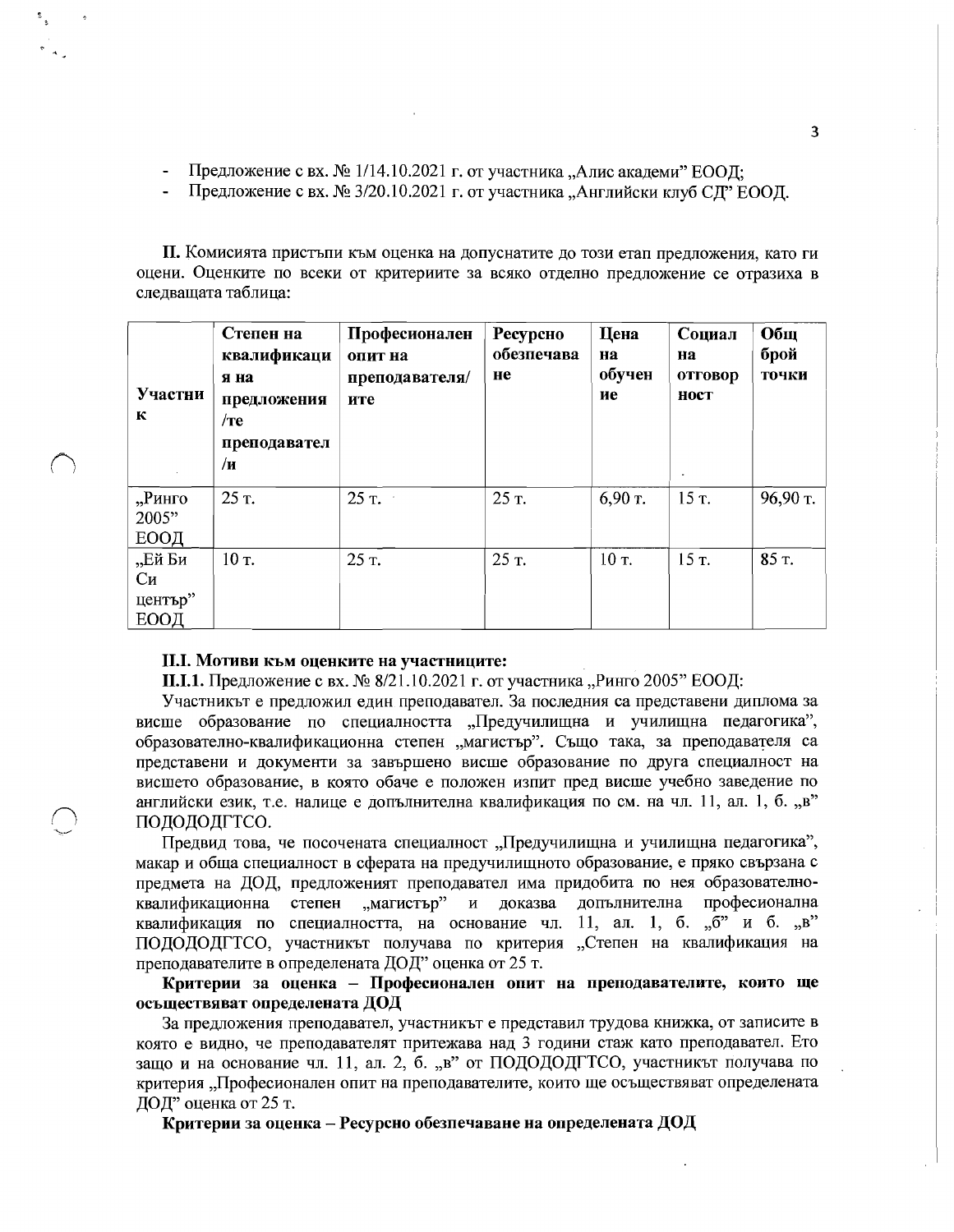- Предложение с вх. № 1/14.10.2021 г. от участника „Алис академи" ЕООД;
- Предложение с вх. № 3/20.10.2021 г. от участника „Английски клуб СД" ЕООД.

**II.** Комисията пристъпи към оценка на допуснатите до този етап предложения, като ги оцени. Оценките по всеки от критериите за всяко отделно предложение се отразиха в следващата таблица:

| Участник | Степен на квалификация на предложения/те преподавател/и | Професионален опит на преподавателя/ите | Ресурсно обезпечаване | Цена на обучение | Социална отговорност | Общ брой точки |
|---|---|---|---|---|---|---|
| „Ринго 2005" ЕООД | 25 т. | 25 т. | 25 т. | 6,90 т. | 15 т. | 96,90 т. |
| „Ей Би Си център" ЕООД | 10 т. | 25 т. | 25 т. | 10 т. | 15 т. | 85 т. |

**II.I. Мотиви към оценките на участниците:**

**II.I.1.** Предложение с вх. № 8/21.10.2021 г. от участника „Ринго 2005" ЕООД:

Участникът е предложил един преподавател. За последния са представени диплома за висше образование по специалността „Предучилищна и училищна педагогика", образователно-квалификационна степен „магистър". Също така, за преподавателя са представени и документи за завършено висше образование по друга специалност на висшето образование, в която обаче е положен изпит пред висше учебно заведение по английски език, т.е. налице е допълнителна квалификация по см. на чл. 11, ал. 1, б. „в" ПОДОДОДГТСО.

Предвид това, че посочената специалност „Предучилищна и училищна педагогика", макар и обща специалност в сферата на предучилищното образование, е пряко свързана с предмета на ДОД, предложеният преподавател има придобита по нея образователно-квалификационна степен „магистър" и доказва допълнителна професионална квалификация по специалността, на основание чл. 11, ал. 1, б. „б" и б. „в" ПОДОДОДГТСО, участникът получава по критерия „Степен на квалификация на преподавателите в определената ДОД" оценка от 25 т.

**Критерии за оценка – Професионален опит на преподавателите, които ще осъществяват определената ДОД**

За предложения преподавател, участникът е представил трудова книжка, от записите в която е видно, че преподавателят притежава над 3 години стаж като преподавател. Ето защо и на основание чл. 11, ал. 2, б. „в" от ПОДОДОДГТСО, участникът получава по критерия „Професионален опит на преподавателите, които ще осъществяват определената ДОД" оценка от 25 т.

**Критерии за оценка – Ресурсно обезпечаване на определената ДОД**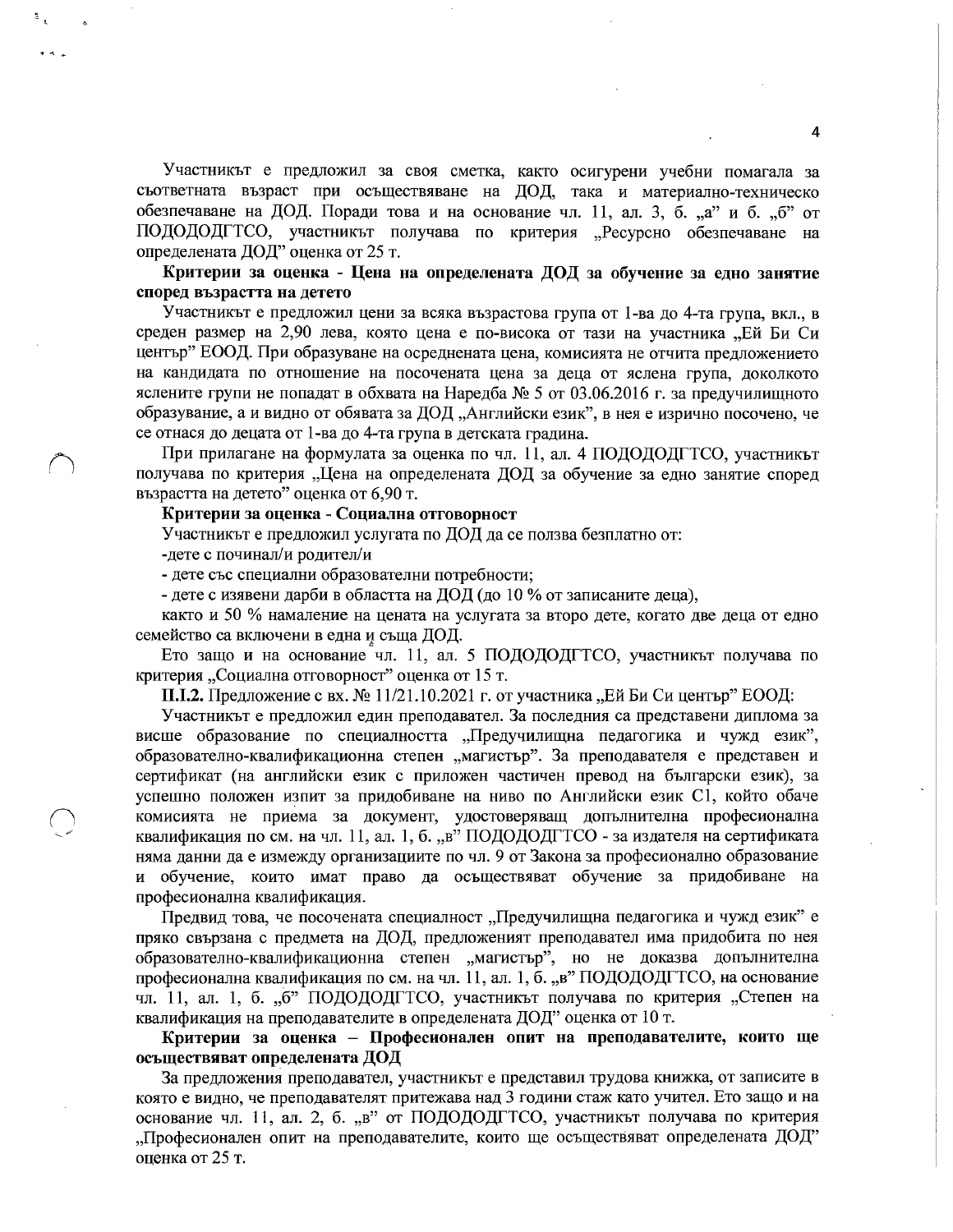Участникът е предложил за своя сметка, както осигурени учебни помагала за съответната възраст при осъществяване на ДОД, така и материално-техническо обезпечаване на ДОД. Поради това и на основание чл. 11, ал. 3, б. „а" и б. „б" от ПОДОДОДГТСО, участникът получава по критерия „Ресурсно обезпечаване на определената ДОД" оценка от 25 т.

**Критерии за оценка - Цена на определената ДОД за обучение за едно занятие според възрастта на детето**

Участникът е предложил цени за всяка възрастова група от 1-ва до 4-та група, вкл., в среден размер на 2,90 лева, която цена е по-висока от тази на участника „Ей Би Си център" ЕООД. При образуване на осреднената цена, комисията не отчита предложението на кандидата по отношение на посочената цена за деца от яслена група, доколкото ясленитe групи не попадат в обхвата на Наредба № 5 от 03.06.2016 г. за предучилищното образувание, а и видно от обявата за ДОД „Английски език", в нея е изрично посочено, че се отнася до децата от 1-ва до 4-та група в детската градина.

При прилагане на формулата за оценка по чл. 11, ал. 4 ПОДОДОДГТСО, участникът получава по критерия „Цена на определената ДОД за обучение за едно занятие според възрастта на детето" оценка от 6,90 т.

**Критерии за оценка - Социална отговорност**

Участникът е предложил услугата по ДОД да се ползва безплатно от:

-дете с починал/и родител/и

- дете със специални образователни потребности;

- дете с изявени дарби в областта на ДОД (до 10 % от записаните деца),

както и 50 % намаление на цената на услугата за второ дете, когато две деца от едно семейство са включени в една и съща ДОД.

Ето защо и на основание чл. 11, ал. 5 ПОДОДОДГТСО, участникът получава по критерия „Социална отговорност" оценка от 15 т.

**II.1.2.** Предложение с вх. № 11/21.10.2021 г. от участника „Ей Би Си център" ЕООД:

Участникът е предложил един преподавател. За последния са представени диплома за висше образование по специалността „Предучилищна педагогика и чужд език", образователно-квалификационна степен „магистър". За преподавателя е представен и сертификат (на английски език с приложен частичен превод на български език), за успешно положен изпит за придобиване на ниво по Английски език C1, който обаче комисията не приема за документ, удостоверяващ допълнителна професионална квалификация по см. на чл. 11, ал. 1, б. „в" ПОДОДОДГТСО - за издателя на сертификата няма данни да е измежду организациите по чл. 9 от Закона за професионално образование и обучение, които имат право да осъществяват обучение за придобиване на професионална квалификация.

Предвид това, че посочената специалност „Предучилищна педагогика и чужд език" е пряко свързана с предмета на ДОД, предложеният преподавател има придобита по нея образователно-квалификационна степен „магистър", но не доказва допълнителна професионална квалификация по см. на чл. 11, ал. 1, б. „в" ПОДОДОДГТСО, на основание чл. 11, ал. 1, б. „б" ПОДОДОДГТСО, участникът получава по критерия „Степен на квалификация на преподавателите в определената ДОД" оценка от 10 т.

**Критерии за оценка – Професионален опит на преподавателите, които ще осъществяват определената ДОД**

За предложения преподавател, участникът е представил трудова книжка, от записите в която е видно, че преподавателят притежава над 3 години стаж като учител. Ето защо и на основание чл. 11, ал. 2, б. „в" от ПОДОДОДГТСО, участникът получава по критерия „Професионален опит на преподавателите, които ще осъществяват определената ДОД" оценка от 25 т.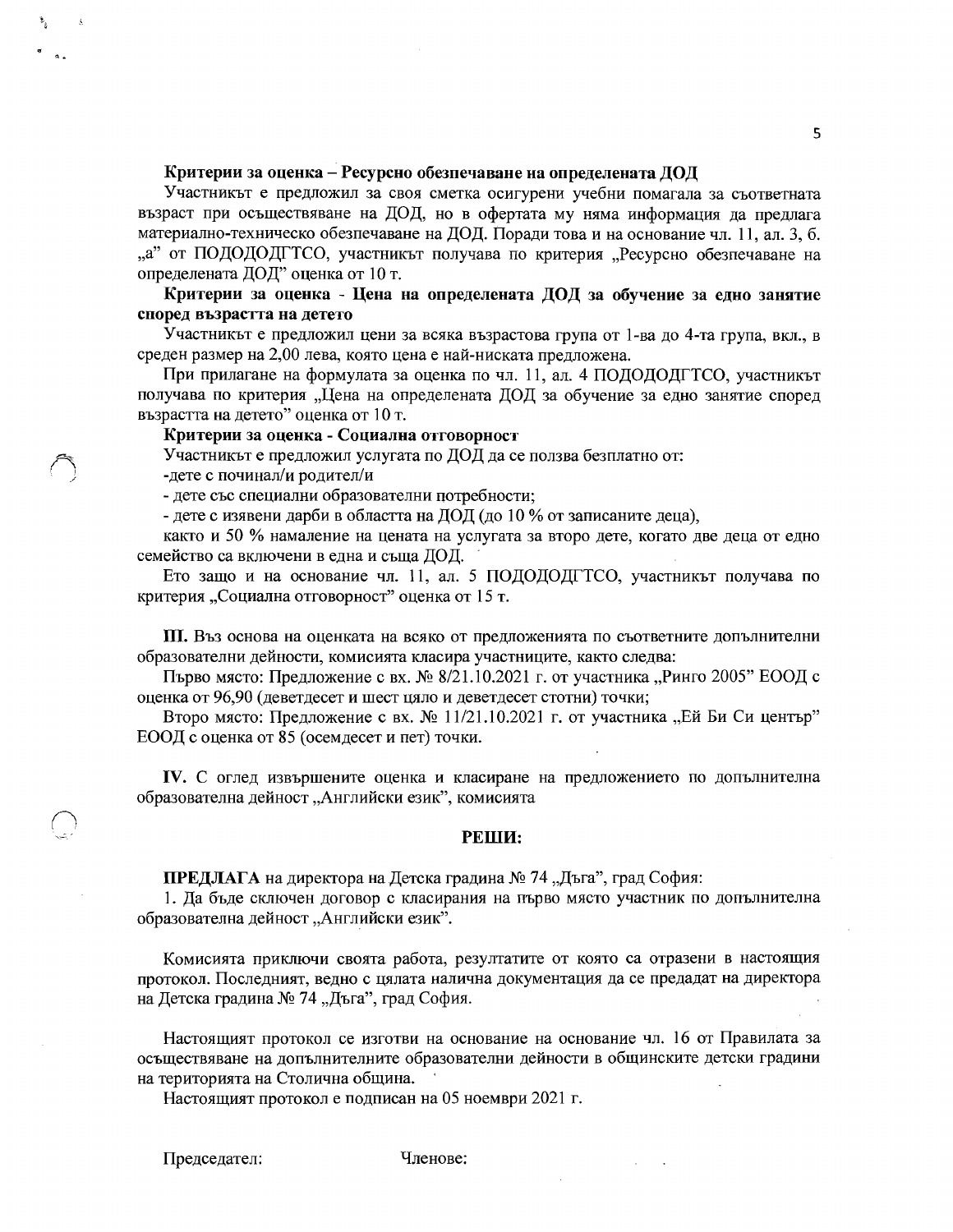**Критерии за оценка – Ресурсно обезпечаване на определената ДОД**

Участникът е предложил за своя сметка осигурени учебни помагала за съответната възраст при осъществяване на ДОД, но в офертата му няма информация да предлага материално-техническо обезпечаване на ДОД. Поради това и на основание чл. 11, ал. 3, б. „а" от ПОДОДОДГТСО, участникът получава по критерия „Ресурсно обезпечаване на определената ДОД" оценка от 10 т.

**Критерии за оценка - Цена на определената ДОД за обучение за едно занятие според възрастта на детето**

Участникът е предложил цени за всяка възрастова група от 1-ва до 4-та група, вкл., в среден размер на 2,00 лева, която цена е най-ниската предложена.

При прилагане на формулата за оценка по чл. 11, ал. 4 ПОДОДОДГТСО, участникът получава по критерия „Цена на определената ДОД за обучение за едно занятие според възрастта на детето" оценка от 10 т.

**Критерии за оценка - Социална отговорност**

Участникът е предложил услугата по ДОД да се ползва безплатно от:

-дете с починал/и родител/и

- дете със специални образователни потребности;

- дете с изявени дарби в областта на ДОД (до 10 % от записаните деца),

както и 50 % намаление на цената на услугата за второ дете, когато две деца от едно семейство са включени в една и съща ДОД.

Ето защо и на основание чл. 11, ал. 5 ПОДОДОДГТСО, участникът получава по критерия „Социална отговорност" оценка от 15 т.

**III.** Въз основа на оценката на всяко от предложенията по съответните допълнителни образователни дейности, комисията класира участниците, както следва:

Първо място: Предложение с вх. № 8/21.10.2021 г. от участника „Ринго 2005" ЕООД с оценка от 96,90 (деветдесет и шест цяло и деветдесет стотни) точки;

Второ място: Предложение с вх. № 11/21.10.2021 г. от участника „Ей Би Си център" ЕООД с оценка от 85 (осемдесет и пет) точки.

**IV.** С оглед извършените оценка и класиране на предложението по допълнителна образователна дейност „Английски език", комисията

**РЕШИ:**

**ПРЕДЛАГА** на директора на Детска градина № 74 „Дъга", град София:

1. Да бъде сключен договор с класирания на първо място участник по допълнителна образователна дейност „Английски език".

Комисията приключи своята работа, резултатите от която са отразени в настоящия протокол. Последният, ведно с цялата налична документация да се предадат на директора на Детска градина № 74 „Дъга", град София.

Настоящият протокол се изготви на основание на основание чл. 16 от Правилата за осъществяване на допълнителните образователни дейности в общинските детски градини на територията на Столична община.

Настоящият протокол е подписан на 05 ноември 2021 г.

Председател: Членове: